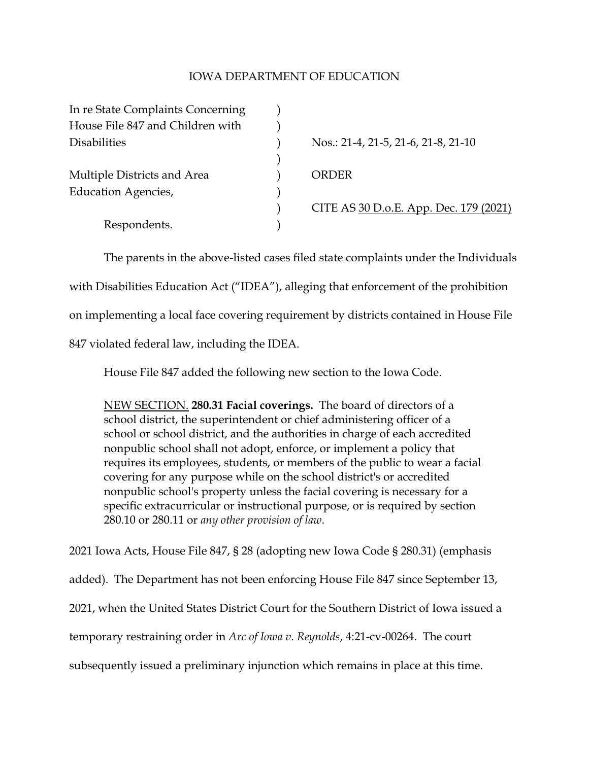IOWA DEPARTMENT OF EDUCATION

| | | |
|---|---|---|
| In re State Complaints Concerning House File 847 and Children with Disabilities | ) | Nos.: 21-4, 21-5, 21-6, 21-8, 21-10 |
| Multiple Districts and Area Education Agencies, | ) | ORDER |
| Respondents. | ) | CITE AS 30 D.o.E. App. Dec. 179 (2021) |

The parents in the above-listed cases filed state complaints under the Individuals with Disabilities Education Act ("IDEA"), alleging that enforcement of the prohibition on implementing a local face covering requirement by districts contained in House File 847 violated federal law, including the IDEA.

House File 847 added the following new section to the Iowa Code.

> NEW SECTION. **280.31 Facial coverings.** The board of directors of a school district, the superintendent or chief administering officer of a school or school district, and the authorities in charge of each accredited nonpublic school shall not adopt, enforce, or implement a policy that requires its employees, students, or members of the public to wear a facial covering for any purpose while on the school district's or accredited nonpublic school's property unless the facial covering is necessary for a specific extracurricular or instructional purpose, or is required by section 280.10 or 280.11 or *any other provision of law*.

2021 Iowa Acts, House File 847, § 28 (adopting new Iowa Code § 280.31) (emphasis added). The Department has not been enforcing House File 847 since September 13, 2021, when the United States District Court for the Southern District of Iowa issued a temporary restraining order in *Arc of Iowa v. Reynolds*, 4:21-cv-00264. The court subsequently issued a preliminary injunction which remains in place at this time.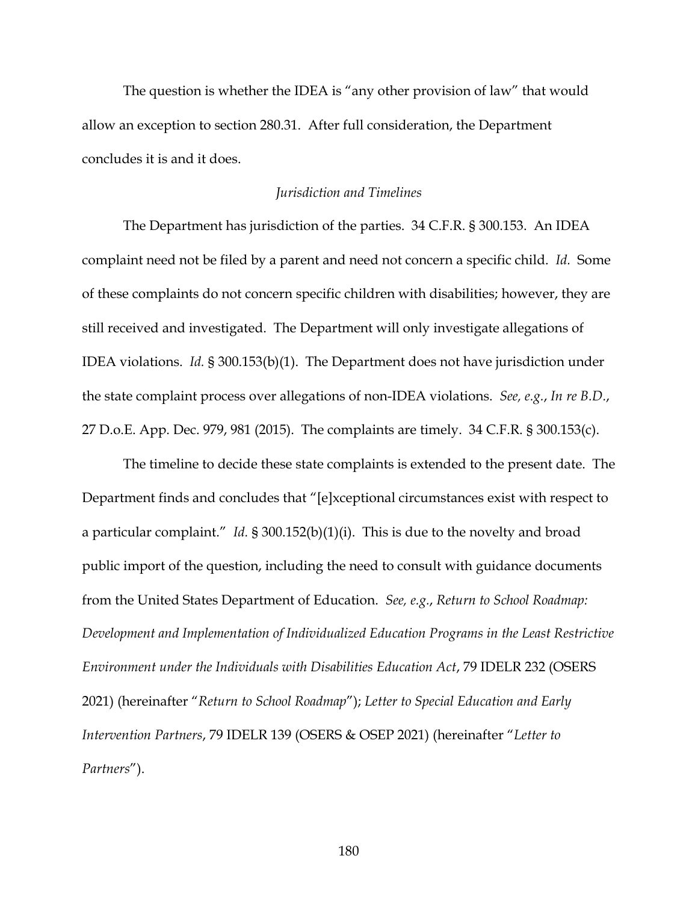The question is whether the IDEA is "any other provision of law" that would allow an exception to section 280.31. After full consideration, the Department concludes it is and it does.

*Jurisdiction and Timelines*

The Department has jurisdiction of the parties. 34 C.F.R. § 300.153. An IDEA complaint need not be filed by a parent and need not concern a specific child. *Id.* Some of these complaints do not concern specific children with disabilities; however, they are still received and investigated. The Department will only investigate allegations of IDEA violations. *Id.* § 300.153(b)(1). The Department does not have jurisdiction under the state complaint process over allegations of non-IDEA violations. *See, e.g.*, *In re B.D.*, 27 D.o.E. App. Dec. 979, 981 (2015). The complaints are timely. 34 C.F.R. § 300.153(c).

The timeline to decide these state complaints is extended to the present date. The Department finds and concludes that "[e]xceptional circumstances exist with respect to a particular complaint." *Id.* § 300.152(b)(1)(i). This is due to the novelty and broad public import of the question, including the need to consult with guidance documents from the United States Department of Education. *See, e.g.*, *Return to School Roadmap: Development and Implementation of Individualized Education Programs in the Least Restrictive Environment under the Individuals with Disabilities Education Act*, 79 IDELR 232 (OSERS 2021) (hereinafter "*Return to School Roadmap*"); *Letter to Special Education and Early Intervention Partners*, 79 IDELR 139 (OSERS & OSEP 2021) (hereinafter "*Letter to Partners*").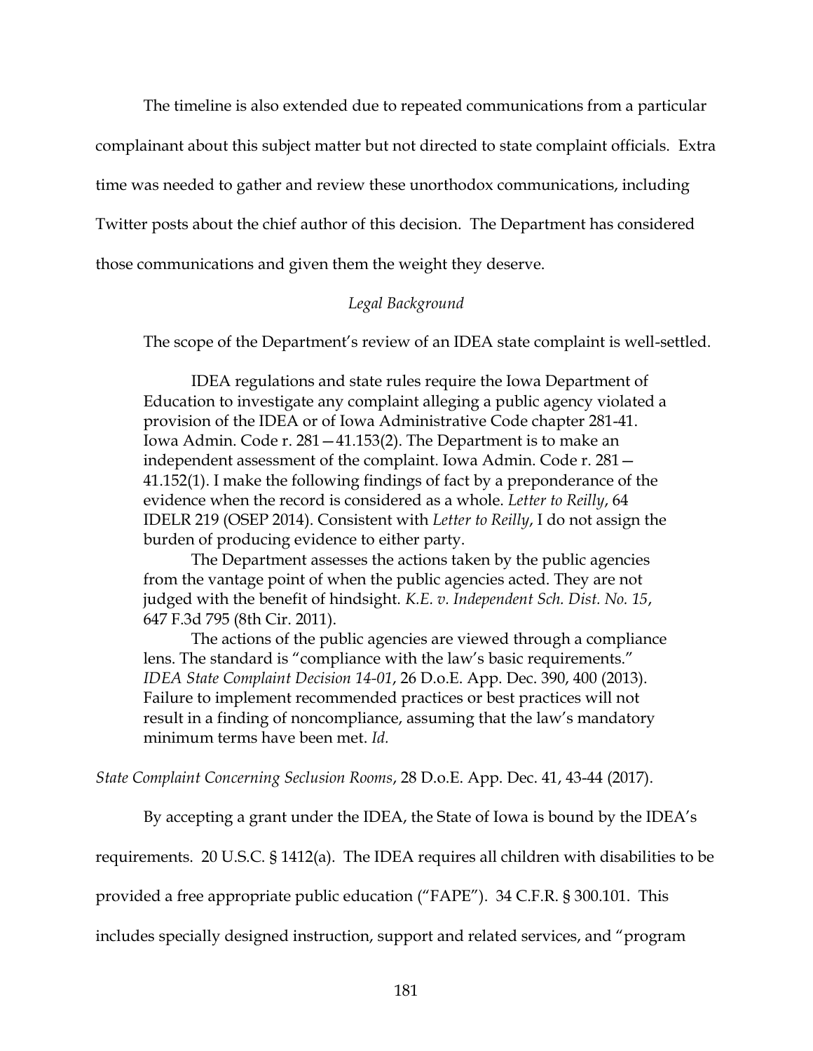The timeline is also extended due to repeated communications from a particular complainant about this subject matter but not directed to state complaint officials. Extra time was needed to gather and review these unorthodox communications, including Twitter posts about the chief author of this decision. The Department has considered those communications and given them the weight they deserve.

*Legal Background*

The scope of the Department's review of an IDEA state complaint is well-settled.

> IDEA regulations and state rules require the Iowa Department of Education to investigate any complaint alleging a public agency violated a provision of the IDEA or of Iowa Administrative Code chapter 281-41. Iowa Admin. Code r. 281—41.153(2). The Department is to make an independent assessment of the complaint. Iowa Admin. Code r. 281—41.152(1). I make the following findings of fact by a preponderance of the evidence when the record is considered as a whole. *Letter to Reilly*, 64 IDELR 219 (OSEP 2014). Consistent with *Letter to Reilly*, I do not assign the burden of producing evidence to either party.
>
> The Department assesses the actions taken by the public agencies from the vantage point of when the public agencies acted. They are not judged with the benefit of hindsight. *K.E. v. Independent Sch. Dist. No. 15*, 647 F.3d 795 (8th Cir. 2011).
>
> The actions of the public agencies are viewed through a compliance lens. The standard is "compliance with the law's basic requirements." *IDEA State Complaint Decision 14-01*, 26 D.o.E. App. Dec. 390, 400 (2013). Failure to implement recommended practices or best practices will not result in a finding of noncompliance, assuming that the law's mandatory minimum terms have been met. *Id.*

*State Complaint Concerning Seclusion Rooms*, 28 D.o.E. App. Dec. 41, 43-44 (2017).

By accepting a grant under the IDEA, the State of Iowa is bound by the IDEA's requirements. 20 U.S.C. § 1412(a). The IDEA requires all children with disabilities to be provided a free appropriate public education ("FAPE"). 34 C.F.R. § 300.101. This includes specially designed instruction, support and related services, and "program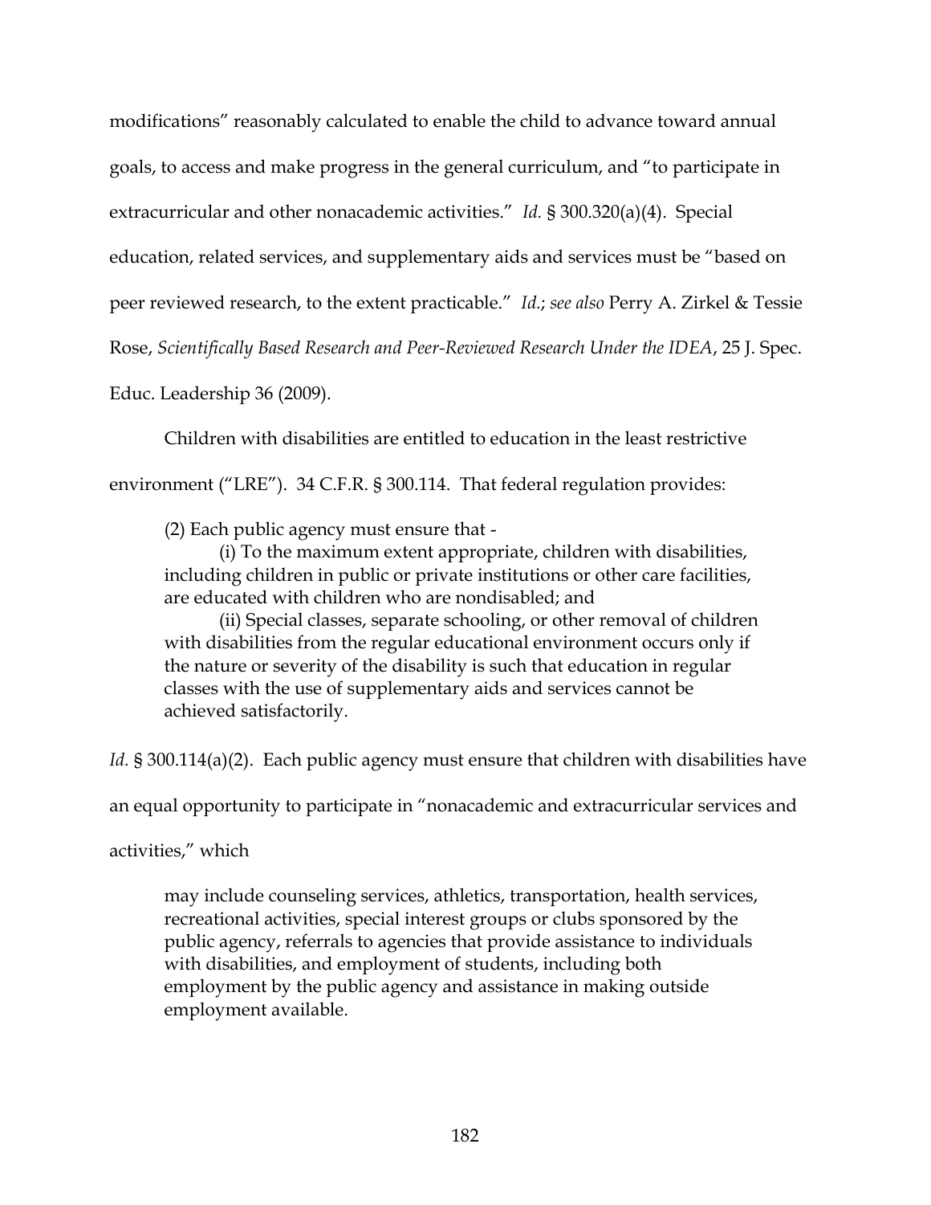modifications" reasonably calculated to enable the child to advance toward annual goals, to access and make progress in the general curriculum, and "to participate in extracurricular and other nonacademic activities." *Id.* § 300.320(a)(4). Special education, related services, and supplementary aids and services must be "based on peer reviewed research, to the extent practicable." *Id.*; *see also* Perry A. Zirkel & Tessie Rose, *Scientifically Based Research and Peer-Reviewed Research Under the IDEA*, 25 J. Spec. Educ. Leadership 36 (2009).

Children with disabilities are entitled to education in the least restrictive environment ("LRE"). 34 C.F.R. § 300.114. That federal regulation provides:

> (2) Each public agency must ensure that -
>
> (i) To the maximum extent appropriate, children with disabilities, including children in public or private institutions or other care facilities, are educated with children who are nondisabled; and
>
> (ii) Special classes, separate schooling, or other removal of children with disabilities from the regular educational environment occurs only if the nature or severity of the disability is such that education in regular classes with the use of supplementary aids and services cannot be achieved satisfactorily.

*Id.* § 300.114(a)(2). Each public agency must ensure that children with disabilities have an equal opportunity to participate in "nonacademic and extracurricular services and activities," which

> may include counseling services, athletics, transportation, health services, recreational activities, special interest groups or clubs sponsored by the public agency, referrals to agencies that provide assistance to individuals with disabilities, and employment of students, including both employment by the public agency and assistance in making outside employment available.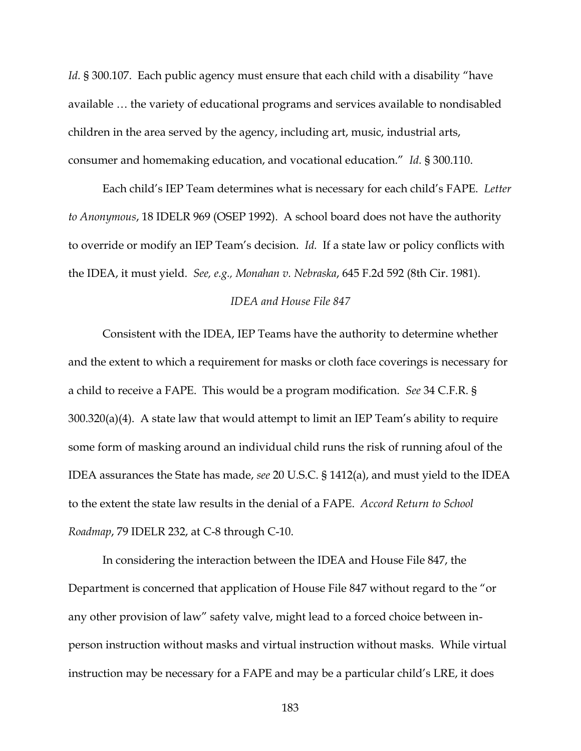*Id.* § 300.107. Each public agency must ensure that each child with a disability "have available … the variety of educational programs and services available to nondisabled children in the area served by the agency, including art, music, industrial arts, consumer and homemaking education, and vocational education." *Id.* § 300.110.

Each child's IEP Team determines what is necessary for each child's FAPE. *Letter to Anonymous*, 18 IDELR 969 (OSEP 1992). A school board does not have the authority to override or modify an IEP Team's decision. *Id.* If a state law or policy conflicts with the IDEA, it must yield. *See, e.g., Monahan v. Nebraska*, 645 F.2d 592 (8th Cir. 1981).

*IDEA and House File 847*

Consistent with the IDEA, IEP Teams have the authority to determine whether and the extent to which a requirement for masks or cloth face coverings is necessary for a child to receive a FAPE. This would be a program modification. *See* 34 C.F.R. § 300.320(a)(4). A state law that would attempt to limit an IEP Team's ability to require some form of masking around an individual child runs the risk of running afoul of the IDEA assurances the State has made, *see* 20 U.S.C. § 1412(a), and must yield to the IDEA to the extent the state law results in the denial of a FAPE. *Accord Return to School Roadmap*, 79 IDELR 232, at C-8 through C-10.

In considering the interaction between the IDEA and House File 847, the Department is concerned that application of House File 847 without regard to the "or any other provision of law" safety valve, might lead to a forced choice between in-person instruction without masks and virtual instruction without masks. While virtual instruction may be necessary for a FAPE and may be a particular child's LRE, it does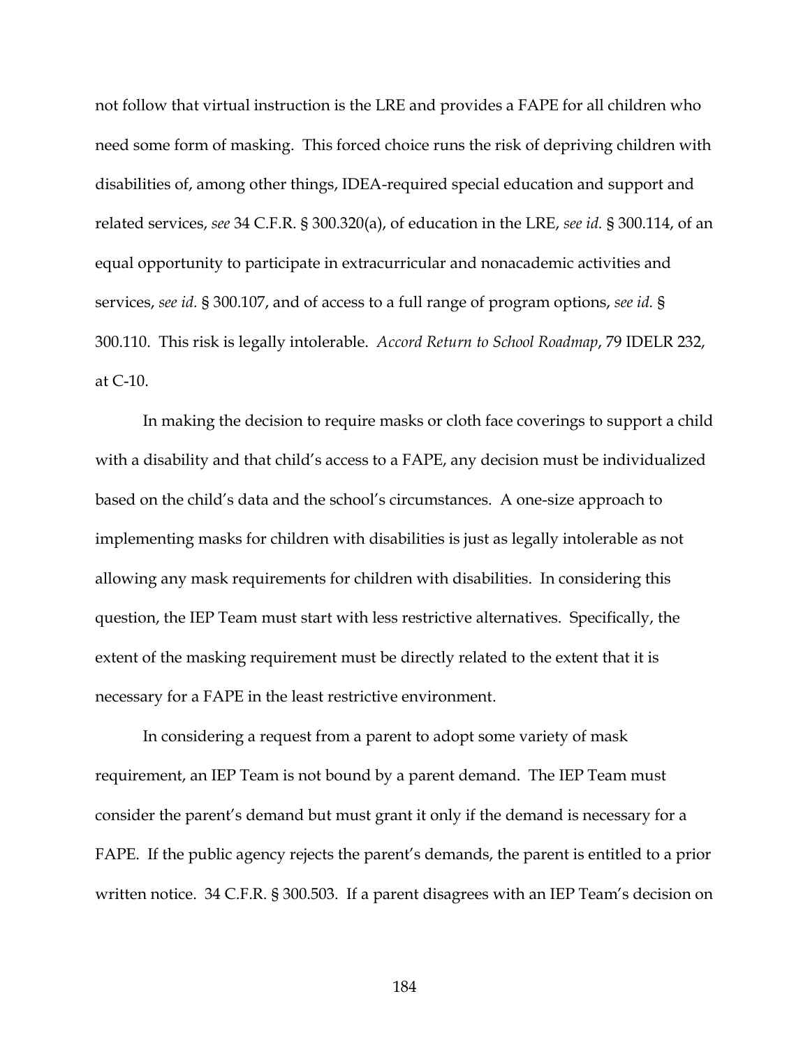not follow that virtual instruction is the LRE and provides a FAPE for all children who need some form of masking. This forced choice runs the risk of depriving children with disabilities of, among other things, IDEA-required special education and support and related services, *see* 34 C.F.R. § 300.320(a), of education in the LRE, *see id.* § 300.114, of an equal opportunity to participate in extracurricular and nonacademic activities and services, *see id.* § 300.107, and of access to a full range of program options, *see id.* § 300.110. This risk is legally intolerable. *Accord Return to School Roadmap*, 79 IDELR 232, at C-10.

In making the decision to require masks or cloth face coverings to support a child with a disability and that child's access to a FAPE, any decision must be individualized based on the child's data and the school's circumstances. A one-size approach to implementing masks for children with disabilities is just as legally intolerable as not allowing any mask requirements for children with disabilities. In considering this question, the IEP Team must start with less restrictive alternatives. Specifically, the extent of the masking requirement must be directly related to the extent that it is necessary for a FAPE in the least restrictive environment.

In considering a request from a parent to adopt some variety of mask requirement, an IEP Team is not bound by a parent demand. The IEP Team must consider the parent's demand but must grant it only if the demand is necessary for a FAPE. If the public agency rejects the parent's demands, the parent is entitled to a prior written notice. 34 C.F.R. § 300.503. If a parent disagrees with an IEP Team's decision on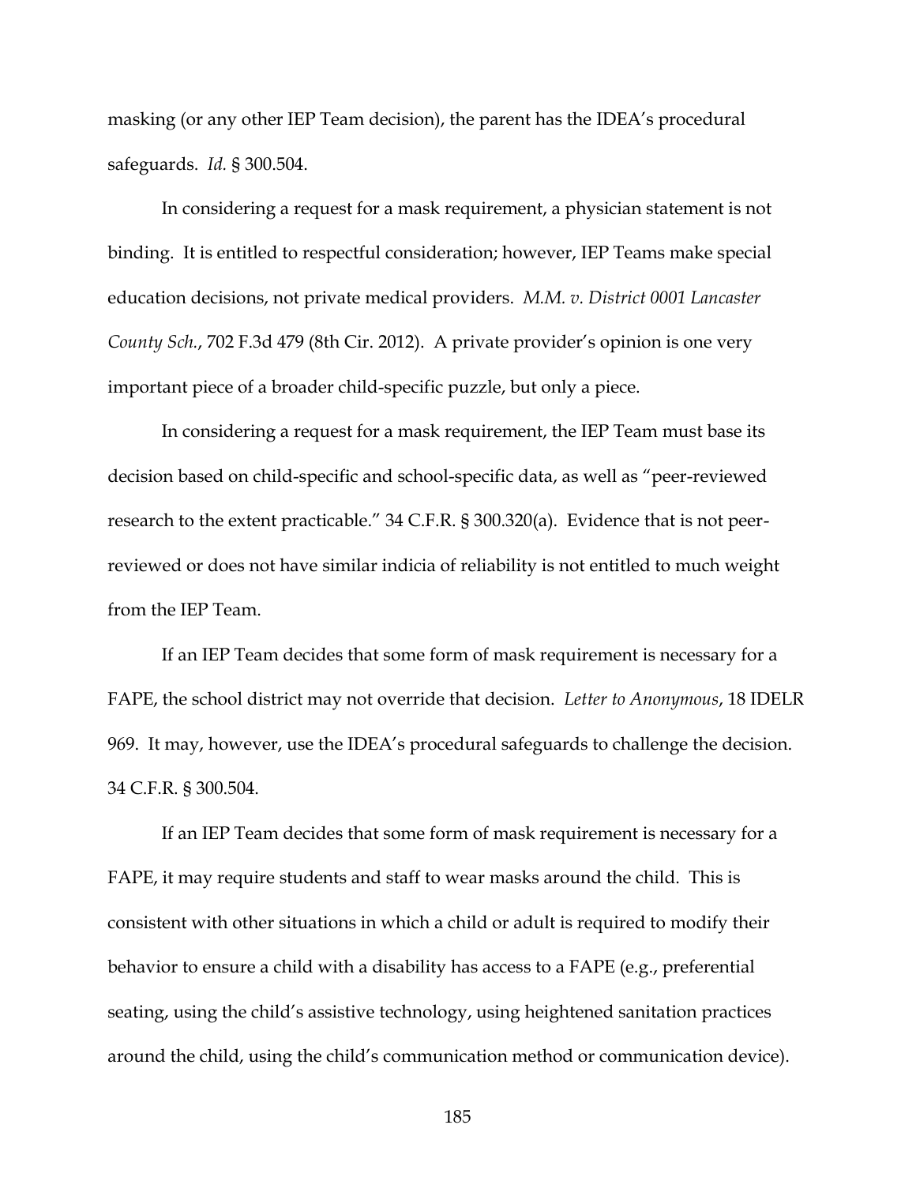masking (or any other IEP Team decision), the parent has the IDEA's procedural safeguards. *Id.* § 300.504.

In considering a request for a mask requirement, a physician statement is not binding. It is entitled to respectful consideration; however, IEP Teams make special education decisions, not private medical providers. *M.M. v. District 0001 Lancaster County Sch.*, 702 F.3d 479 (8th Cir. 2012). A private provider's opinion is one very important piece of a broader child-specific puzzle, but only a piece.

In considering a request for a mask requirement, the IEP Team must base its decision based on child-specific and school-specific data, as well as "peer-reviewed research to the extent practicable." 34 C.F.R. § 300.320(a). Evidence that is not peer-reviewed or does not have similar indicia of reliability is not entitled to much weight from the IEP Team.

If an IEP Team decides that some form of mask requirement is necessary for a FAPE, the school district may not override that decision. *Letter to Anonymous*, 18 IDELR 969. It may, however, use the IDEA's procedural safeguards to challenge the decision. 34 C.F.R. § 300.504.

If an IEP Team decides that some form of mask requirement is necessary for a FAPE, it may require students and staff to wear masks around the child. This is consistent with other situations in which a child or adult is required to modify their behavior to ensure a child with a disability has access to a FAPE (e.g., preferential seating, using the child's assistive technology, using heightened sanitation practices around the child, using the child's communication method or communication device).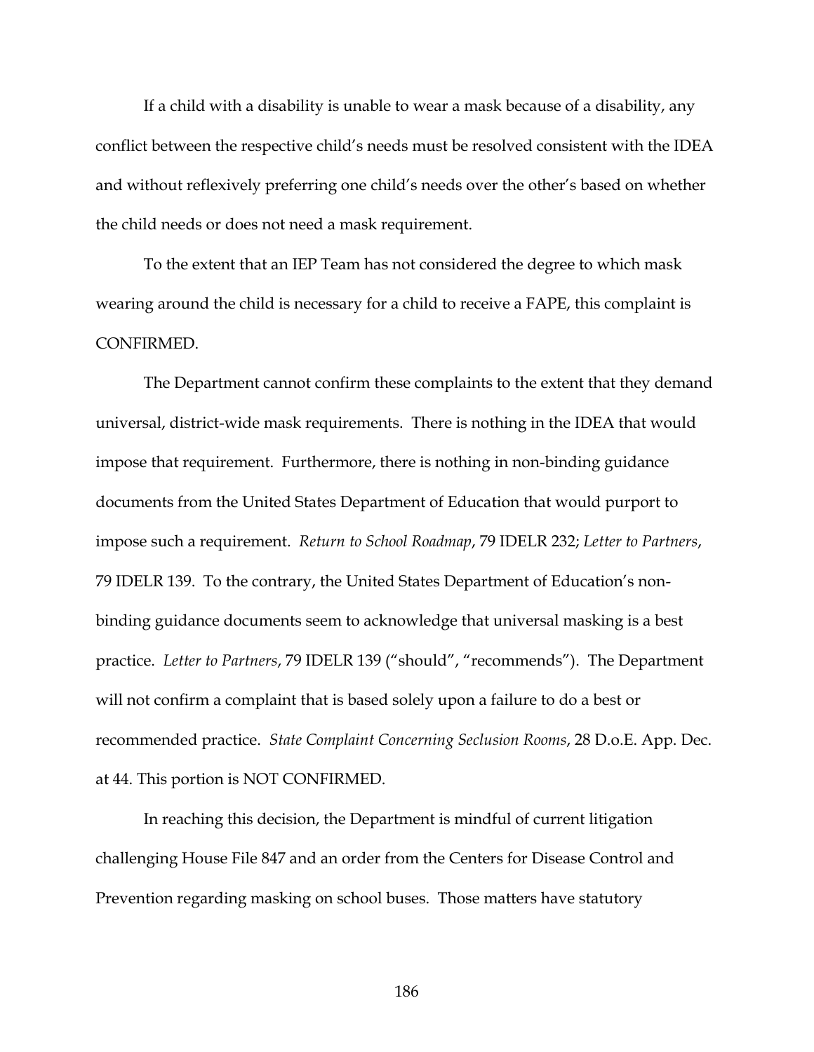If a child with a disability is unable to wear a mask because of a disability, any conflict between the respective child's needs must be resolved consistent with the IDEA and without reflexively preferring one child's needs over the other's based on whether the child needs or does not need a mask requirement.

To the extent that an IEP Team has not considered the degree to which mask wearing around the child is necessary for a child to receive a FAPE, this complaint is CONFIRMED.

The Department cannot confirm these complaints to the extent that they demand universal, district-wide mask requirements. There is nothing in the IDEA that would impose that requirement. Furthermore, there is nothing in non-binding guidance documents from the United States Department of Education that would purport to impose such a requirement. *Return to School Roadmap*, 79 IDELR 232; *Letter to Partners*, 79 IDELR 139. To the contrary, the United States Department of Education's non-binding guidance documents seem to acknowledge that universal masking is a best practice. *Letter to Partners*, 79 IDELR 139 ("should", "recommends"). The Department will not confirm a complaint that is based solely upon a failure to do a best or recommended practice. *State Complaint Concerning Seclusion Rooms*, 28 D.o.E. App. Dec. at 44. This portion is NOT CONFIRMED.

In reaching this decision, the Department is mindful of current litigation challenging House File 847 and an order from the Centers for Disease Control and Prevention regarding masking on school buses. Those matters have statutory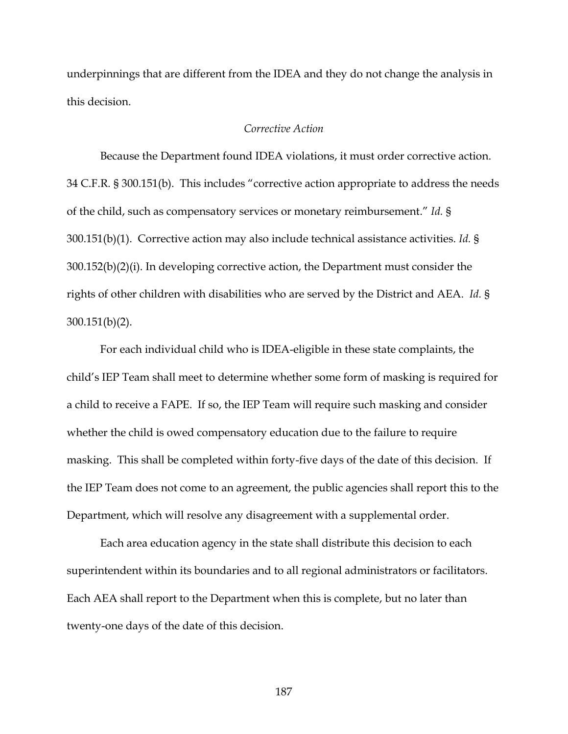underpinnings that are different from the IDEA and they do not change the analysis in this decision.

*Corrective Action*

Because the Department found IDEA violations, it must order corrective action. 34 C.F.R. § 300.151(b). This includes "corrective action appropriate to address the needs of the child, such as compensatory services or monetary reimbursement." *Id.* § 300.151(b)(1). Corrective action may also include technical assistance activities. *Id.* § 300.152(b)(2)(i). In developing corrective action, the Department must consider the rights of other children with disabilities who are served by the District and AEA. *Id.* § 300.151(b)(2).

For each individual child who is IDEA-eligible in these state complaints, the child's IEP Team shall meet to determine whether some form of masking is required for a child to receive a FAPE. If so, the IEP Team will require such masking and consider whether the child is owed compensatory education due to the failure to require masking. This shall be completed within forty-five days of the date of this decision. If the IEP Team does not come to an agreement, the public agencies shall report this to the Department, which will resolve any disagreement with a supplemental order.

Each area education agency in the state shall distribute this decision to each superintendent within its boundaries and to all regional administrators or facilitators. Each AEA shall report to the Department when this is complete, but no later than twenty-one days of the date of this decision.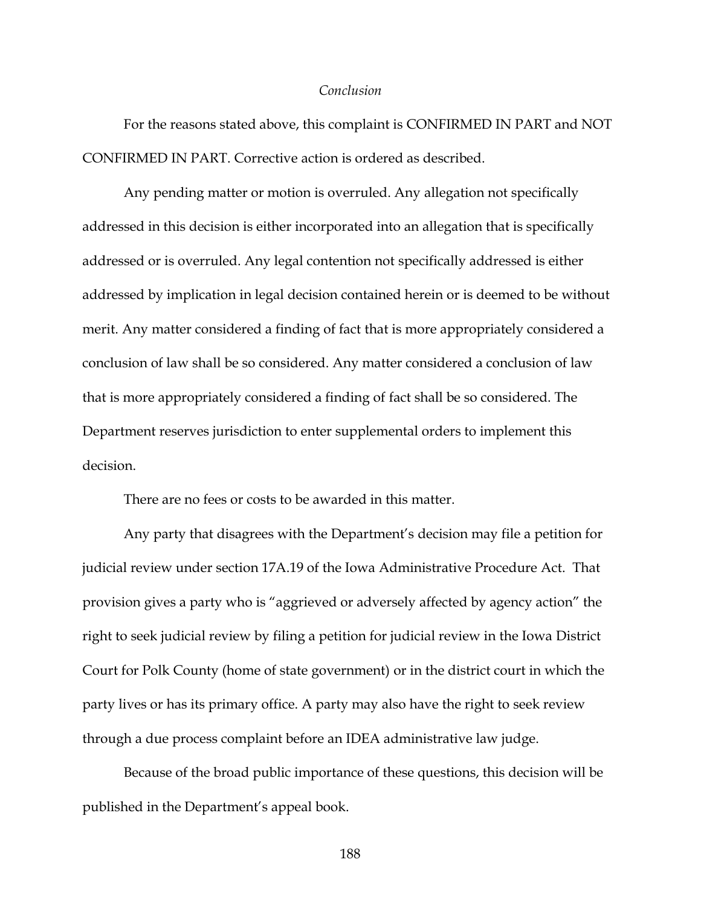*Conclusion*

For the reasons stated above, this complaint is CONFIRMED IN PART and NOT CONFIRMED IN PART. Corrective action is ordered as described.

Any pending matter or motion is overruled. Any allegation not specifically addressed in this decision is either incorporated into an allegation that is specifically addressed or is overruled. Any legal contention not specifically addressed is either addressed by implication in legal decision contained herein or is deemed to be without merit. Any matter considered a finding of fact that is more appropriately considered a conclusion of law shall be so considered. Any matter considered a conclusion of law that is more appropriately considered a finding of fact shall be so considered. The Department reserves jurisdiction to enter supplemental orders to implement this decision.

There are no fees or costs to be awarded in this matter.

Any party that disagrees with the Department's decision may file a petition for judicial review under section 17A.19 of the Iowa Administrative Procedure Act. That provision gives a party who is "aggrieved or adversely affected by agency action" the right to seek judicial review by filing a petition for judicial review in the Iowa District Court for Polk County (home of state government) or in the district court in which the party lives or has its primary office. A party may also have the right to seek review through a due process complaint before an IDEA administrative law judge.

Because of the broad public importance of these questions, this decision will be published in the Department's appeal book.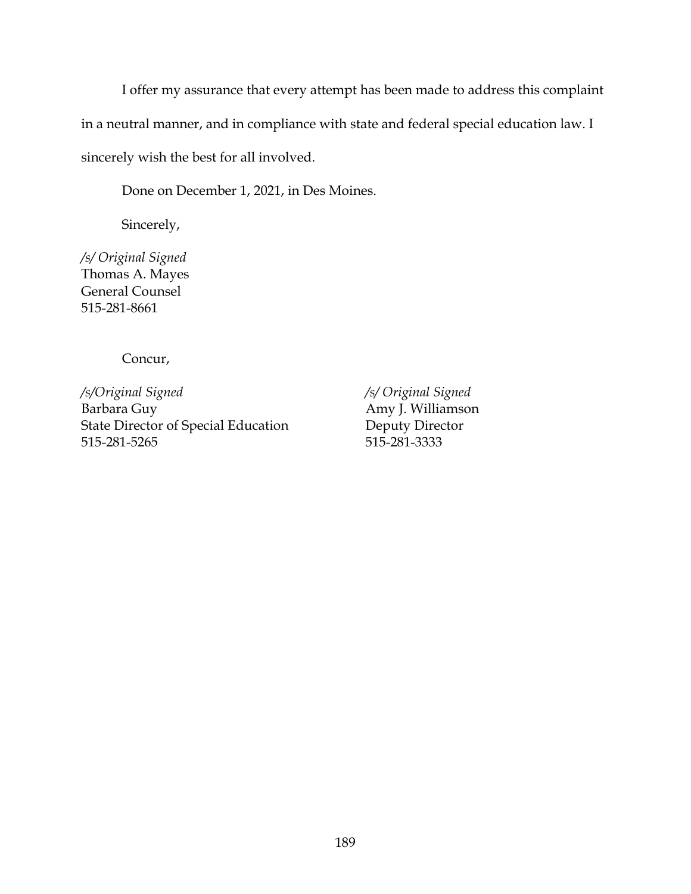I offer my assurance that every attempt has been made to address this complaint in a neutral manner, and in compliance with state and federal special education law. I sincerely wish the best for all involved.

Done on December 1, 2021, in Des Moines.

Sincerely,

*/s/ Original Signed*
Thomas A. Mayes
General Counsel
515-281-8661

Concur,

*/s/Original Signed*
Barbara Guy
State Director of Special Education
515-281-5265

*/s/ Original Signed*
Amy J. Williamson
Deputy Director
515-281-3333